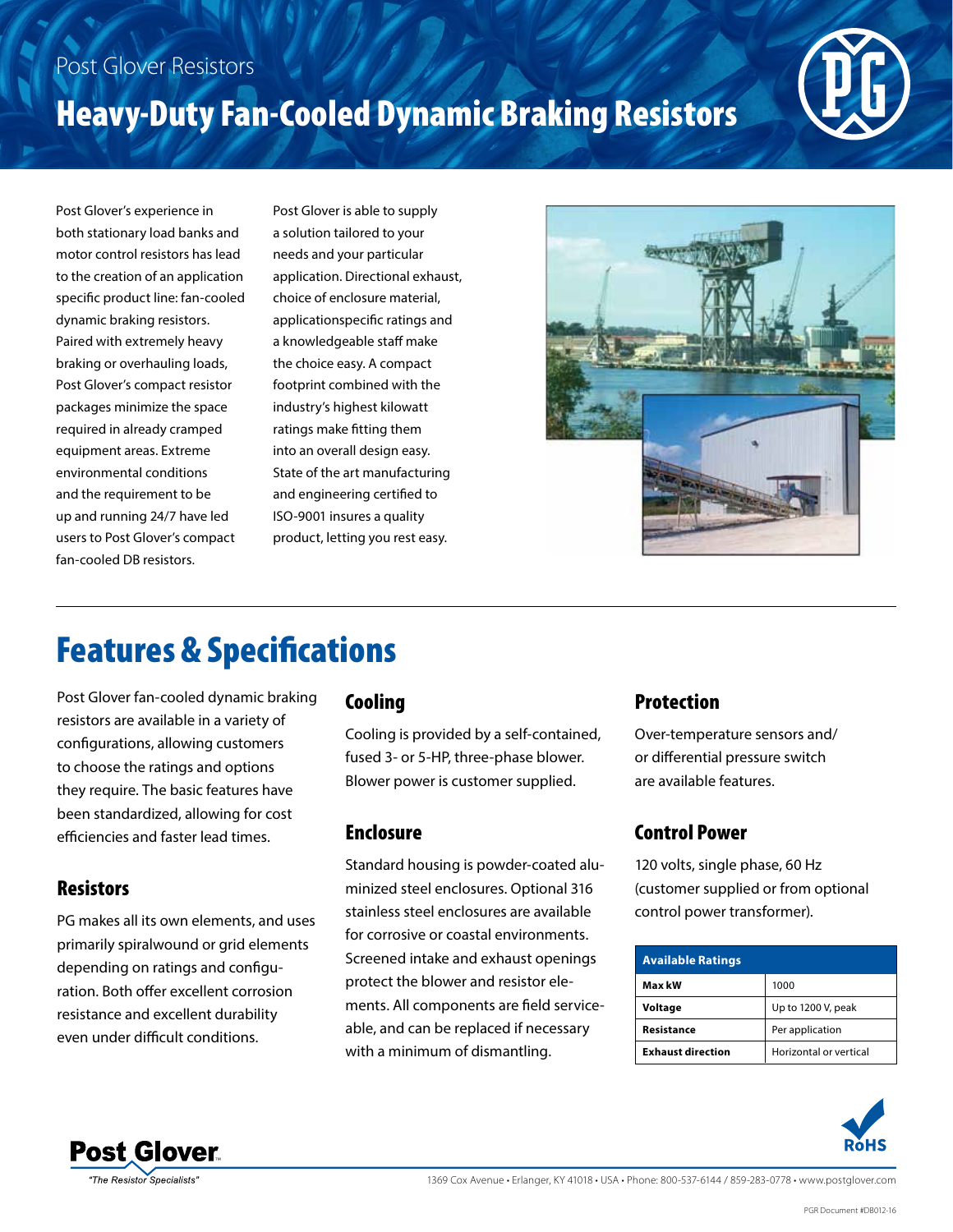Post Glover Resistors

# Heavy-Duty Fan-Cooled Dynamic Braking Resistors

Post Glover's experience in both stationary load banks and motor control resistors has lead to the creation of an application specific product line: fan-cooled dynamic braking resistors. Paired with extremely heavy braking or overhauling loads, Post Glover's compact resistor packages minimize the space required in already cramped equipment areas. Extreme environmental conditions and the requirement to be up and running 24/7 have led users to Post Glover's compact fan-cooled DB resistors.

Post Glover is able to supply a solution tailored to your needs and your particular application. Directional exhaust, choice of enclosure material, applicationspecific ratings and a knowledgeable staff make the choice easy. A compact footprint combined with the industry's highest kilowatt ratings make fitting them into an overall design easy. State of the art manufacturing and engineering certified to ISO-9001 insures a quality product, letting you rest easy.

## Features & Specifications

Post Glover fan-cooled dynamic braking resistors are available in a variety of configurations, allowing customers to choose the ratings and options they require. The basic features have been standardized, allowing for cost efficiencies and faster lead times.

### Resistors

PG makes all its own elements, and uses primarily spiralwound or grid elements depending on ratings and configuration. Both offer excellent corrosion resistance and excellent durability even under difficult conditions.

### Cooling

Cooling is provided by a self-contained, fused 3- or 5-HP, three-phase blower. Blower power is customer supplied.

### Enclosure

Standard housing is powder-coated aluminized steel enclosures. Optional 316 stainless steel enclosures are available for corrosive or coastal environments. Screened intake and exhaust openings protect the blower and resistor elements. All components are field serviceable, and can be replaced if necessary with a minimum of dismantling.

### Protection

Over-temperature sensors and/or differential pressure switch are available features.

### Control Power

120 volts, single phase, 60 Hz (customer supplied or from optional control power transformer).

| Available Ratings | |
|---|---|
| **Max kW** | 1000 |
| **Voltage** | Up to 1200 V, peak |
| **Resistance** | Per application |
| **Exhaust direction** | Horizontal or vertical |

RoHS

Post Glover™ "The Resistor Specialists"

1369 Cox Avenue • Erlanger, KY 41018 • USA • Phone: 800-537-6144 / 859-283-0778 • www.postglover.com

PGR Document #DB012-16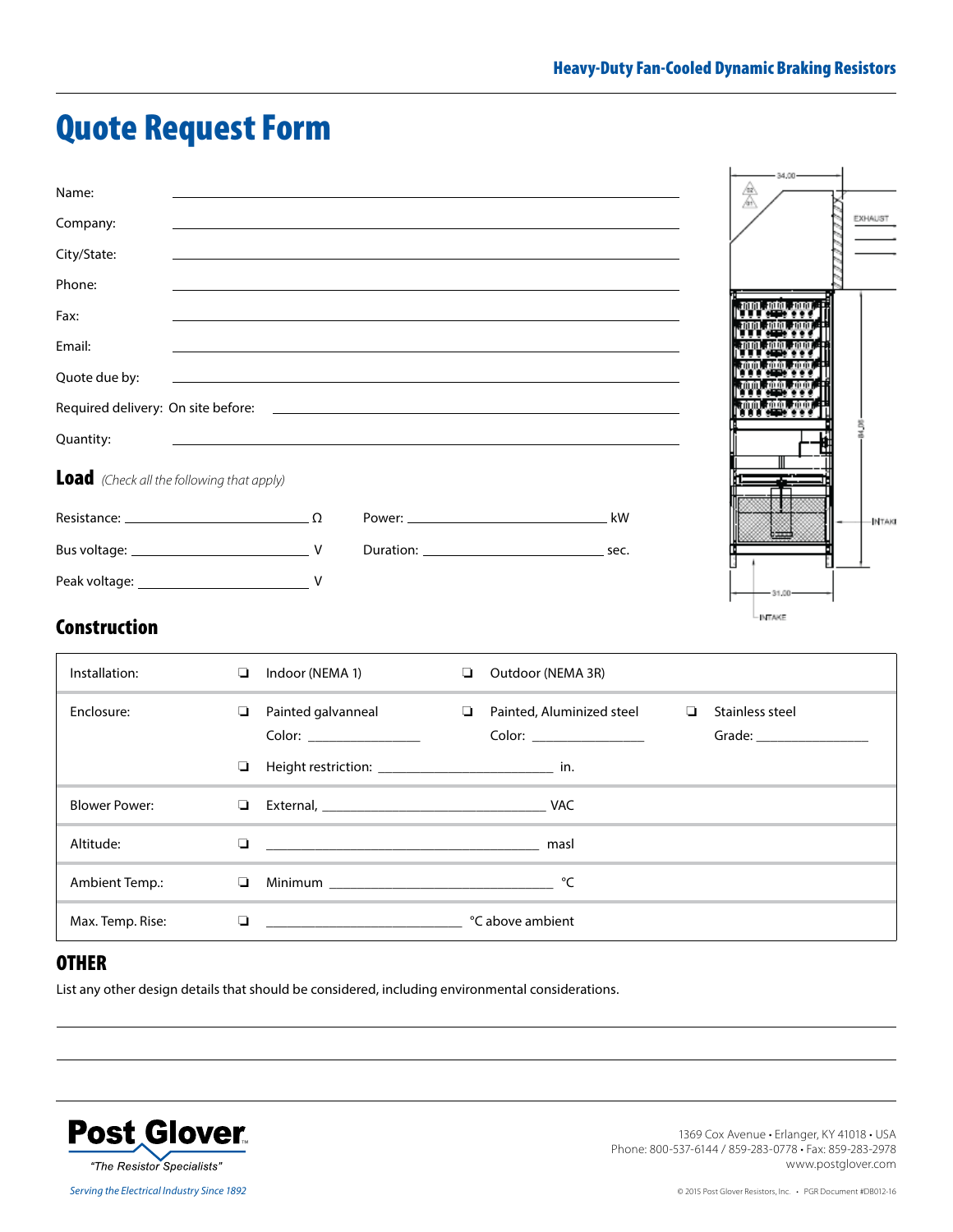# Quote Request Form

Name: ______________________________

Company: ______________________________

City/State: ______________________________

Phone: ______________________________

Fax: ______________________________

Email: ______________________________

Quote due by: ______________________________

Required delivery: On site before: ______________________________

Quantity: ______________________________

## Load *(Check all the following that apply)*

Resistance: ____________ Ω    Power: ____________ kW

Bus voltage: ____________ V    Duration: ____________ sec.

Peak voltage: ____________ V

34.00

EXHAUST

84.00

INTAKE

31.00

INTAKE

## Construction

| | | | |
|---|---|---|---|
| Installation: | ❏ Indoor (NEMA 1) | ❏ Outdoor (NEMA 3R) | |
| Enclosure: | ❏ Painted galvanneal<br>Color: ____________<br>❏ Height restriction: ____________ in. | ❏ Painted, Aluminized steel<br>Color: ____________ | ❏ Stainless steel<br>Grade: ____________ |
| Blower Power: | ❏ External, ____________ VAC | | |
| Altitude: | ❏ ____________ masl | | |
| Ambient Temp.: | ❏ Minimum ____________ °C | | |
| Max. Temp. Rise: | ❏ ____________ °C above ambient | | |

## OTHER

List any other design details that should be considered, including environmental considerations.

______________________________

______________________________

Post Glover
"The Resistor Specialists"

*Serving the Electrical Industry Since 1892*

1369 Cox Avenue • Erlanger, KY 41018 • USA
Phone: 800-537-6144 / 859-283-0778 • Fax: 859-283-2978
www.postglover.com

© 2015 Post Glover Resistors, Inc. • PGR Document #DB012-16